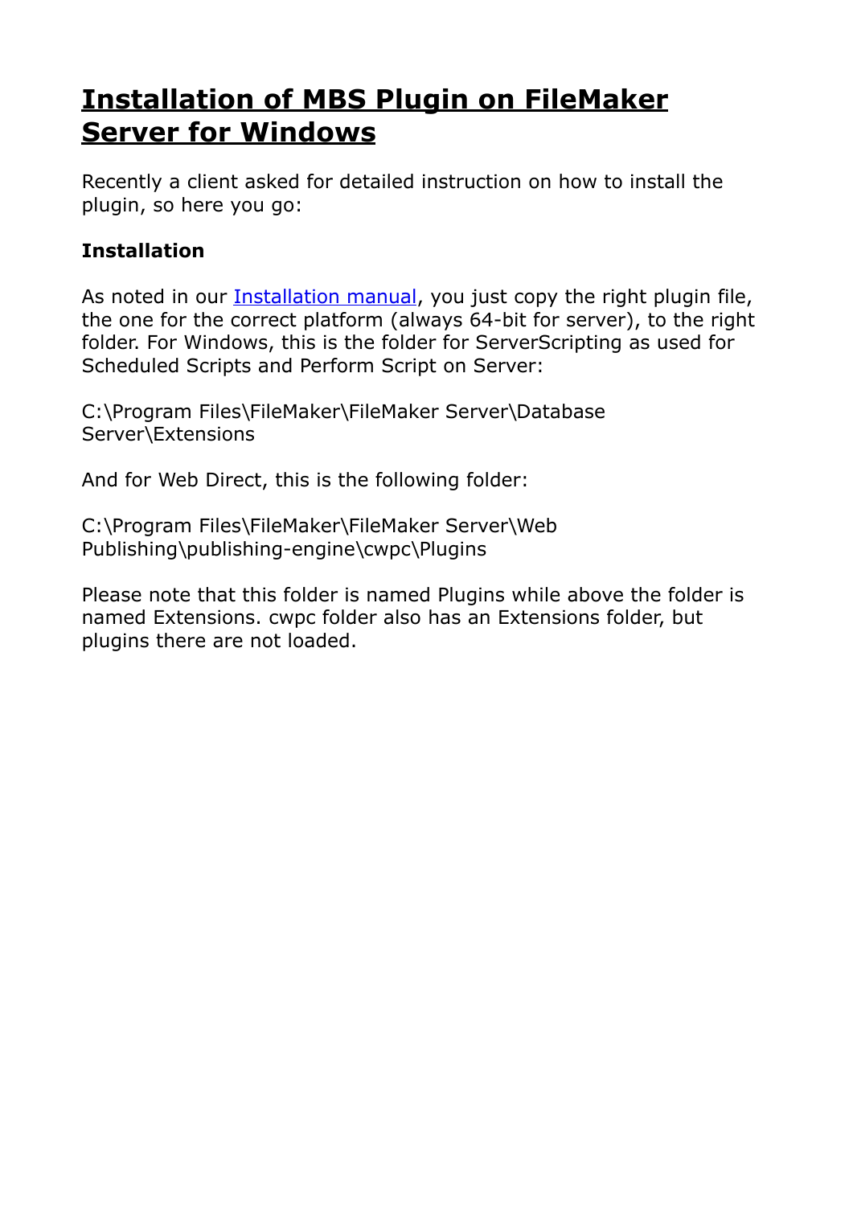# Installation of MBS Plugin on FileMaker Server for Windows

Recently a client asked for detailed instruction on how to install the plugin, so here you go:

### Installation

As noted in our [Installation manual](), you just copy the right plugin file, the one for the correct platform (always 64-bit for server), to the right folder. For Windows, this is the folder for ServerScripting as used for Scheduled Scripts and Perform Script on Server:

C:\Program Files\FileMaker\FileMaker Server\Database Server\Extensions

And for Web Direct, this is the following folder:

C:\Program Files\FileMaker\FileMaker Server\Web Publishing\publishing-engine\cwpc\Plugins

Please note that this folder is named Plugins while above the folder is named Extensions. cwpc folder also has an Extensions folder, but plugins there are not loaded.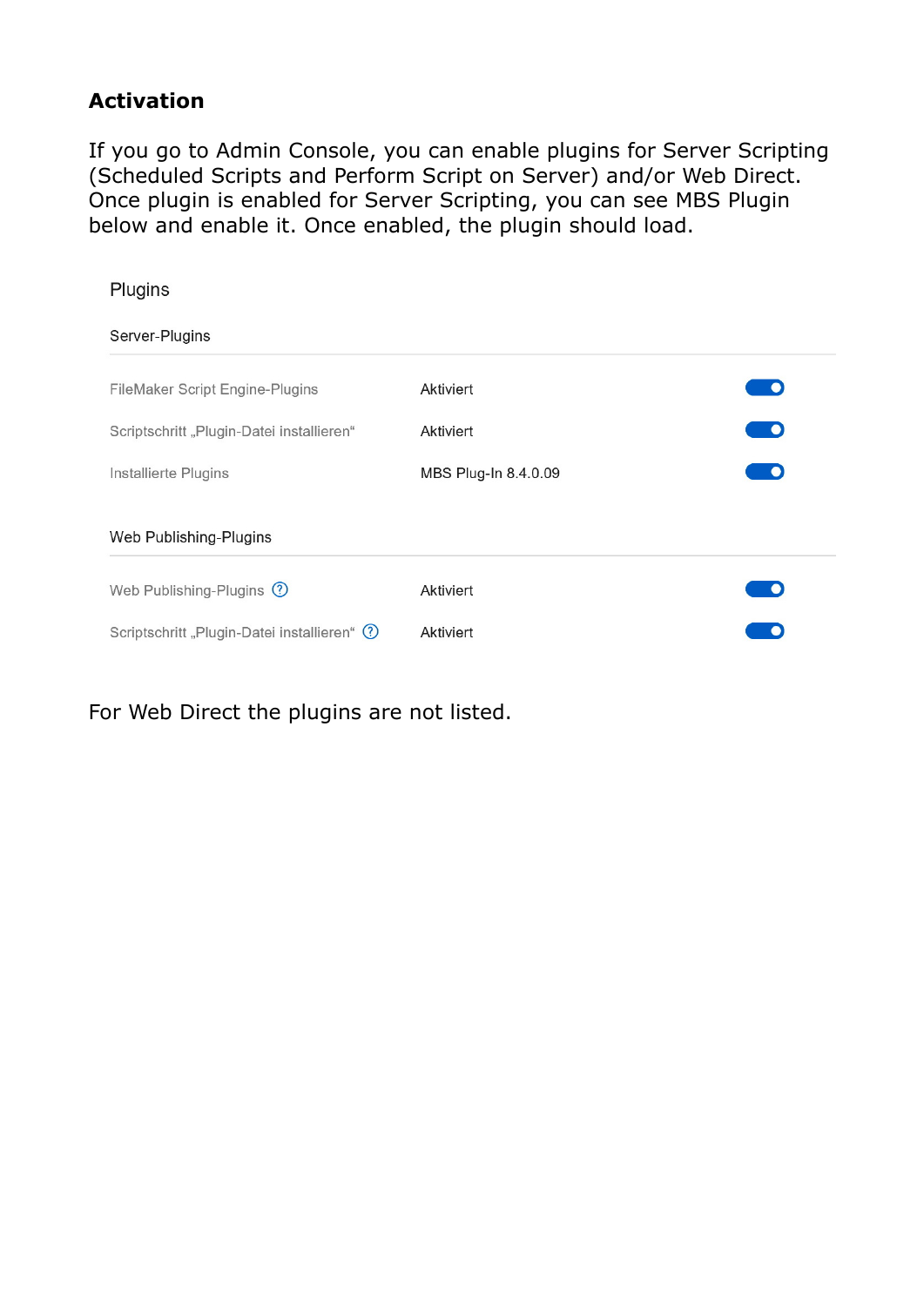## Activation

If you go to Admin Console, you can enable plugins for Server Scripting (Scheduled Scripts and Perform Script on Server) and/or Web Direct. Once plugin is enabled for Server Scripting, you can see MBS Plugin below and enable it. Once enabled, the plugin should load.

Plugins

Server-Plugins

| | | |
|---|---|---|
| FileMaker Script Engine-Plugins | Aktiviert | |
| Scriptschritt „Plugin-Datei installieren“ | Aktiviert | |
| Installierte Plugins | MBS Plug-In 8.4.0.09 | |

Web Publishing-Plugins

| | | |
|---|---|---|
| Web Publishing-Plugins | Aktiviert | |
| Scriptschritt „Plugin-Datei installieren“ | Aktiviert | |

For Web Direct the plugins are not listed.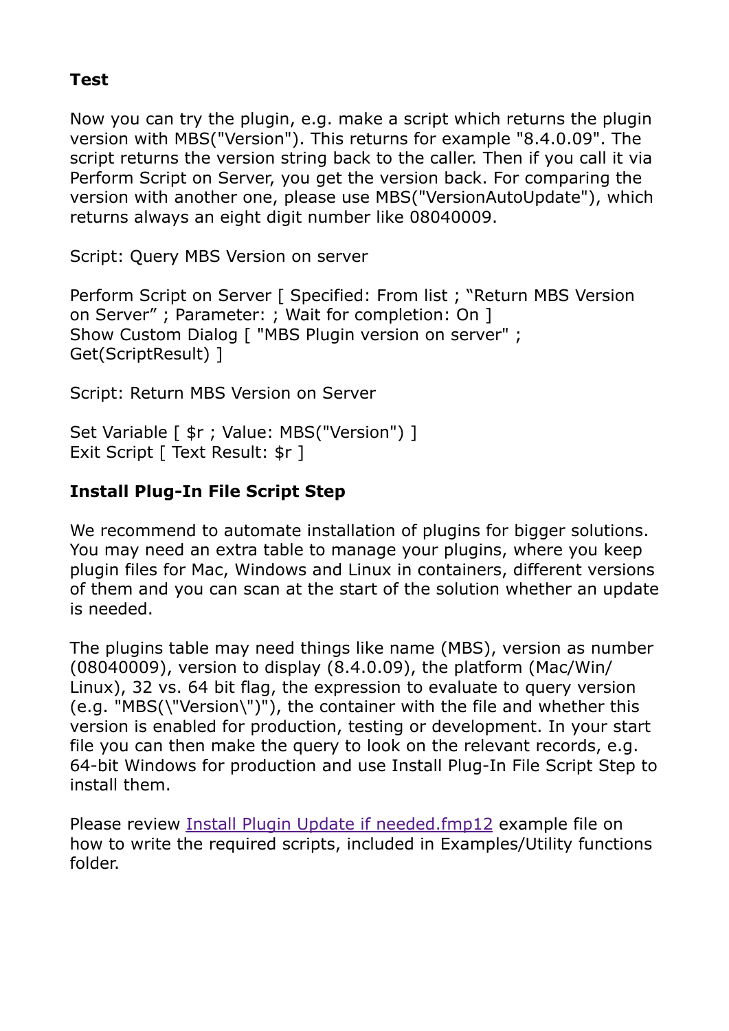**Test**

Now you can try the plugin, e.g. make a script which returns the plugin version with MBS("Version"). This returns for example "8.4.0.09". The script returns the version string back to the caller. Then if you call it via Perform Script on Server, you get the version back. For comparing the version with another one, please use MBS("VersionAutoUpdate"), which returns always an eight digit number like 08040009.

Script: Query MBS Version on server

Perform Script on Server [ Specified: From list ; "Return MBS Version on Server" ; Parameter: ; Wait for completion: On ]
Show Custom Dialog [ "MBS Plugin version on server" ; Get(ScriptResult) ]

Script: Return MBS Version on Server

Set Variable [ $r ; Value: MBS("Version") ]
Exit Script [ Text Result: $r ]

**Install Plug-In File Script Step**

We recommend to automate installation of plugins for bigger solutions. You may need an extra table to manage your plugins, where you keep plugin files for Mac, Windows and Linux in containers, different versions of them and you can scan at the start of the solution whether an update is needed.

The plugins table may need things like name (MBS), version as number (08040009), version to display (8.4.0.09), the platform (Mac/Win/Linux), 32 vs. 64 bit flag, the expression to evaluate to query version (e.g. "MBS(\"Version\")"), the container with the file and whether this version is enabled for production, testing or development. In your start file you can then make the query to look on the relevant records, e.g. 64-bit Windows for production and use Install Plug-In File Script Step to install them.

Please review Install Plugin Update if needed.fmp12 example file on how to write the required scripts, included in Examples/Utility functions folder.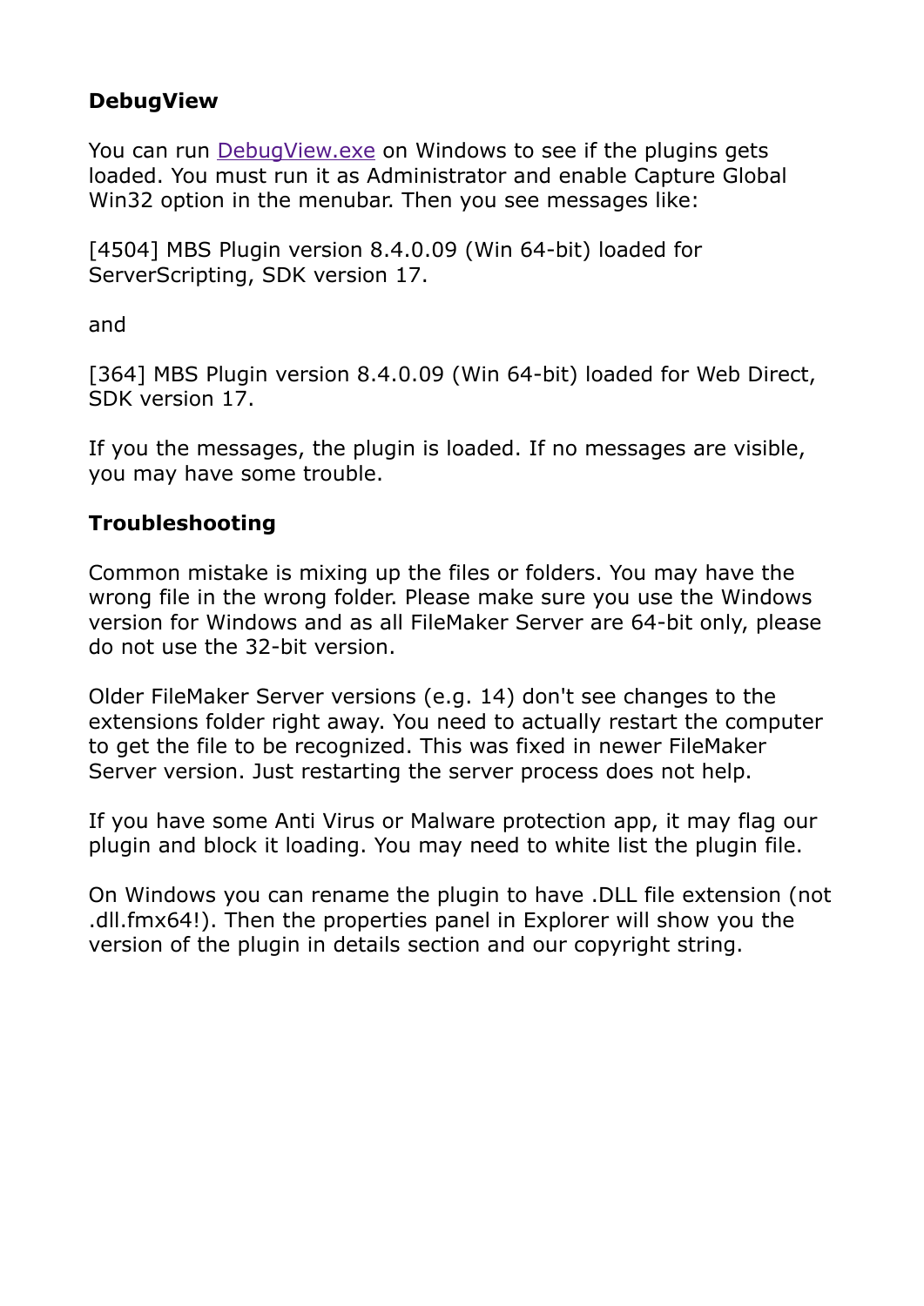**DebugView**

You can run [DebugView.exe]() on Windows to see if the plugins gets loaded. You must run it as Administrator and enable Capture Global Win32 option in the menubar. Then you see messages like:

[4504] MBS Plugin version 8.4.0.09 (Win 64-bit) loaded for ServerScripting, SDK version 17.

and

[364] MBS Plugin version 8.4.0.09 (Win 64-bit) loaded for Web Direct, SDK version 17.

If you the messages, the plugin is loaded. If no messages are visible, you may have some trouble.

**Troubleshooting**

Common mistake is mixing up the files or folders. You may have the wrong file in the wrong folder. Please make sure you use the Windows version for Windows and as all FileMaker Server are 64-bit only, please do not use the 32-bit version.

Older FileMaker Server versions (e.g. 14) don't see changes to the extensions folder right away. You need to actually restart the computer to get the file to be recognized. This was fixed in newer FileMaker Server version. Just restarting the server process does not help.

If you have some Anti Virus or Malware protection app, it may flag our plugin and block it loading. You may need to white list the plugin file.

On Windows you can rename the plugin to have .DLL file extension (not .dll.fmx64!). Then the properties panel in Explorer will show you the version of the plugin in details section and our copyright string.